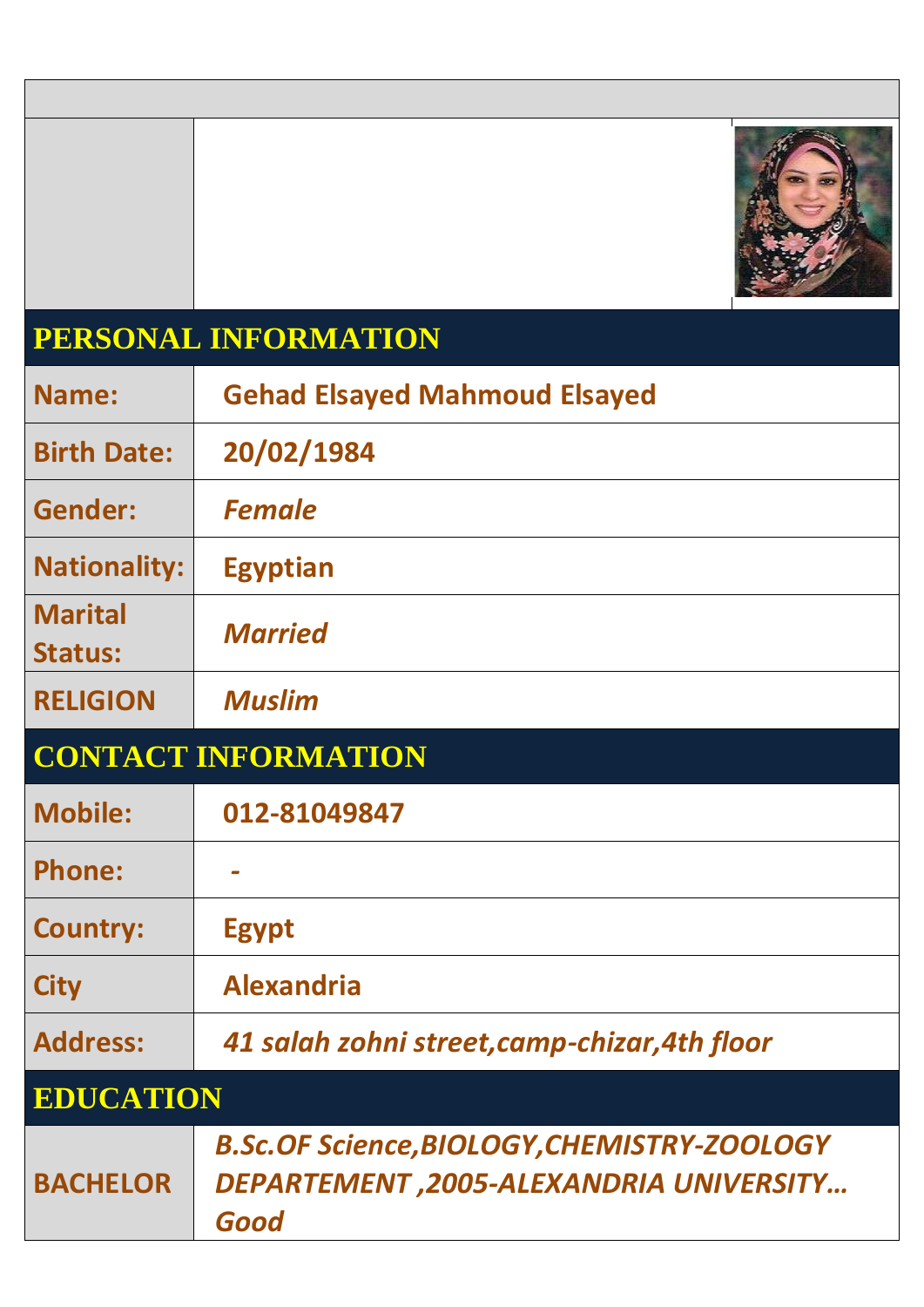## PERSONAL INFORMATION

| | |
|---|---|
| **Name:** | **Gehad Elsayed Mahmoud Elsayed** |
| **Birth Date:** | **20/02/1984** |
| **Gender:** | ***Female*** |
| **Nationality:** | **Egyptian** |
| **Marital Status:** | ***Married*** |
| **RELIGION** | ***Muslim*** |

## CONTACT INFORMATION

| | |
|---|---|
| **Mobile:** | **012-81049847** |
| **Phone:** | ***-*** |
| **Country:** | **Egypt** |
| **City** | **Alexandria** |
| **Address:** | ***41 salah zohni street,camp-chizar,4th floor*** |

## EDUCATION

| | |
|---|---|
| **BACHELOR** | ***B.Sc.OF Science,BIOLOGY,CHEMISTRY-ZOOLOGY DEPARTEMENT ,2005-ALEXANDRIA UNIVERSITY… Good*** |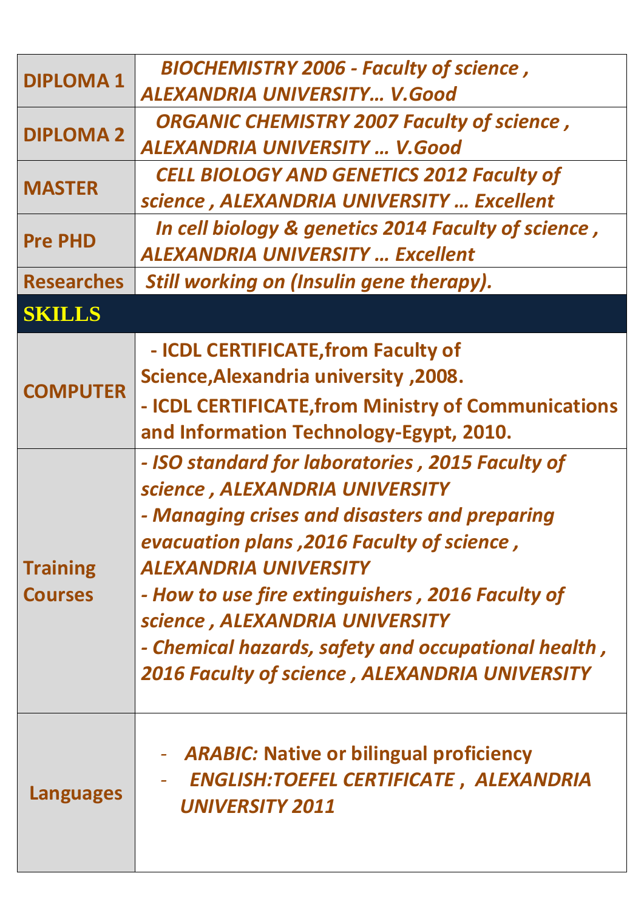| | |
|---|---|
| **DIPLOMA 1** | ***BIOCHEMISTRY 2006 - Faculty of science , ALEXANDRIA UNIVERSITY… V.Good*** |
| **DIPLOMA 2** | ***ORGANIC CHEMISTRY 2007 Faculty of science , ALEXANDRIA UNIVERSITY … V.Good*** |
| **MASTER** | ***CELL BIOLOGY AND GENETICS 2012 Faculty of science , ALEXANDRIA UNIVERSITY … Excellent*** |
| **Pre PHD** | ***In cell biology & genetics 2014 Faculty of science , ALEXANDRIA UNIVERSITY … Excellent*** |
| **Researches** | ***Still working on (Insulin gene therapy).*** |

## SKILLS

| | |
|---|---|
| **COMPUTER** | **- ICDL CERTIFICATE,from Faculty of Science,Alexandria university ,2008.**<br>**- ICDL CERTIFICATE,from Ministry of Communications and Information Technology-Egypt, 2010.** |
| **Training Courses** | ***- ISO standard for laboratories , 2015 Faculty of science , ALEXANDRIA UNIVERSITY***<br>***- Managing crises and disasters and preparing evacuation plans ,2016 Faculty of science , ALEXANDRIA UNIVERSITY***<br>***- How to use fire extinguishers , 2016 Faculty of science , ALEXANDRIA UNIVERSITY***<br>***- Chemical hazards, safety and occupational health , 2016 Faculty of science , ALEXANDRIA UNIVERSITY*** |
| **Languages** | - ***ARABIC:*** **Native or bilingual proficiency**<br>- ***ENGLISH:TOEFEL CERTIFICATE , ALEXANDRIA UNIVERSITY 2011*** |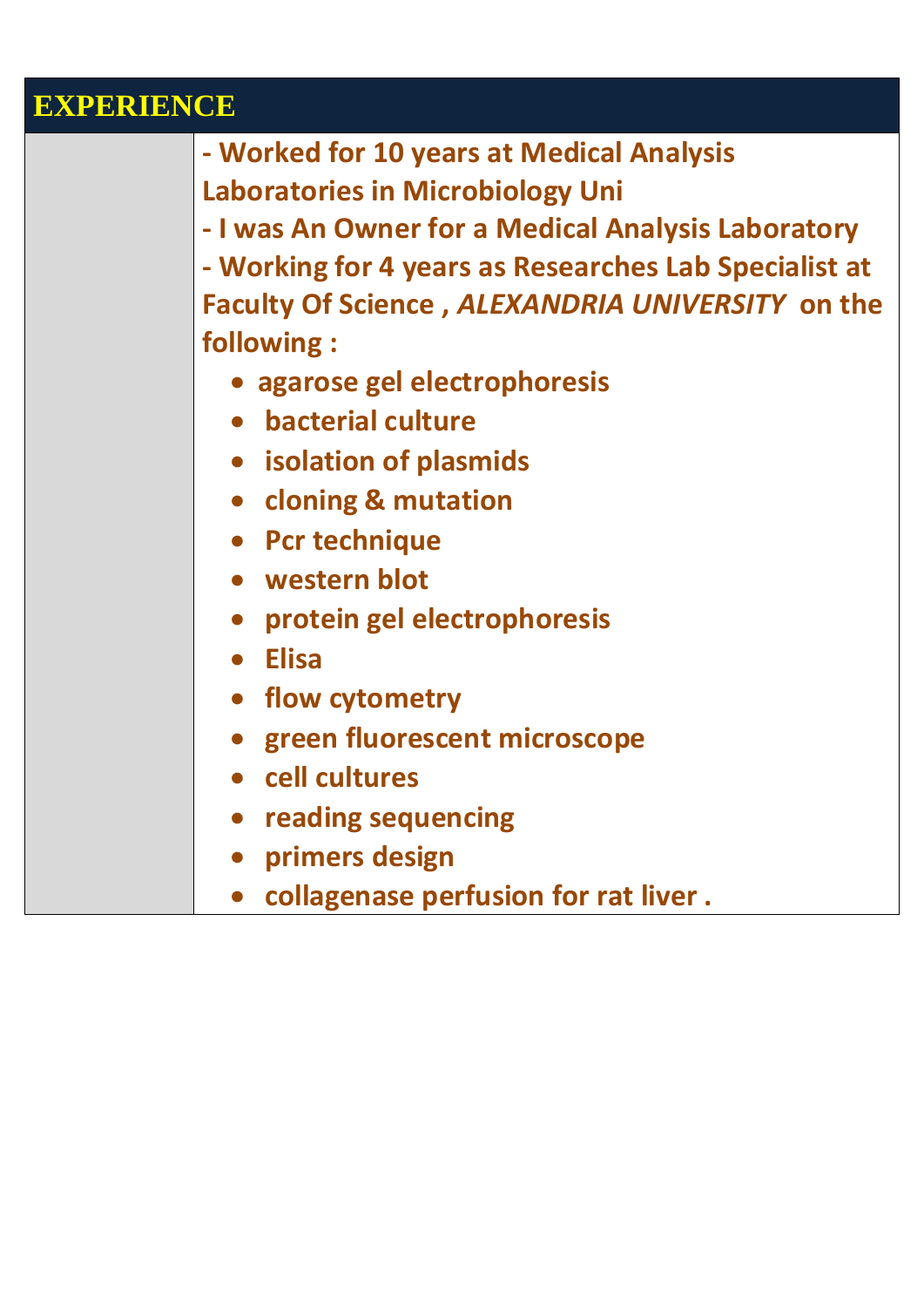## EXPERIENCE

**- Worked for 10 years at Medical Analysis Laboratories in Microbiology Uni**

**- I was An Owner for a Medical Analysis Laboratory**

**- Working for 4 years as Researches Lab Specialist at Faculty Of Science , *ALEXANDRIA UNIVERSITY* on the following :**

- **agarose gel electrophoresis**
- **bacterial culture**
- **isolation of plasmids**
- **cloning & mutation**
- **Pcr technique**
- **western blot**
- **protein gel electrophoresis**
- **Elisa**
- **flow cytometry**
- **green fluorescent microscope**
- **cell cultures**
- **reading sequencing**
- **primers design**
- **collagenase perfusion for rat liver .**